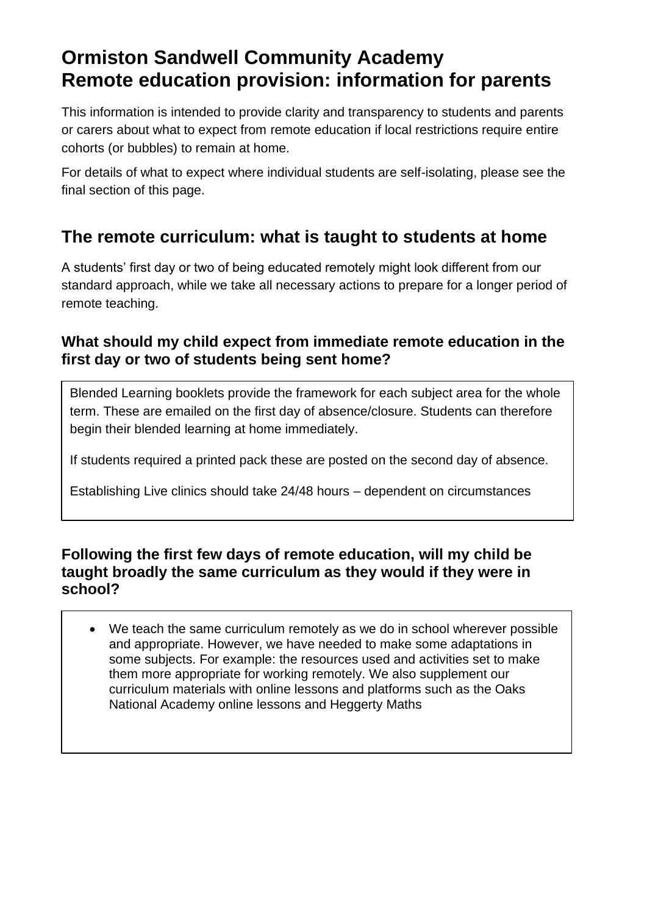# Ormiston Sandwell Community Academy
# Remote education provision: information for parents

This information is intended to provide clarity and transparency to students and parents or carers about what to expect from remote education if local restrictions require entire cohorts (or bubbles) to remain at home.

For details of what to expect where individual students are self-isolating, please see the final section of this page.

## The remote curriculum: what is taught to students at home

A students' first day or two of being educated remotely might look different from our standard approach, while we take all necessary actions to prepare for a longer period of remote teaching.

### What should my child expect from immediate remote education in the first day or two of students being sent home?

Blended Learning booklets provide the framework for each subject area for the whole term. These are emailed on the first day of absence/closure. Students can therefore begin their blended learning at home immediately.

If students required a printed pack these are posted on the second day of absence.

Establishing Live clinics should take 24/48 hours – dependent on circumstances

### Following the first few days of remote education, will my child be taught broadly the same curriculum as they would if they were in school?

- We teach the same curriculum remotely as we do in school wherever possible and appropriate. However, we have needed to make some adaptations in some subjects. For example: the resources used and activities set to make them more appropriate for working remotely. We also supplement our curriculum materials with online lessons and platforms such as the Oaks National Academy online lessons and Heggerty Maths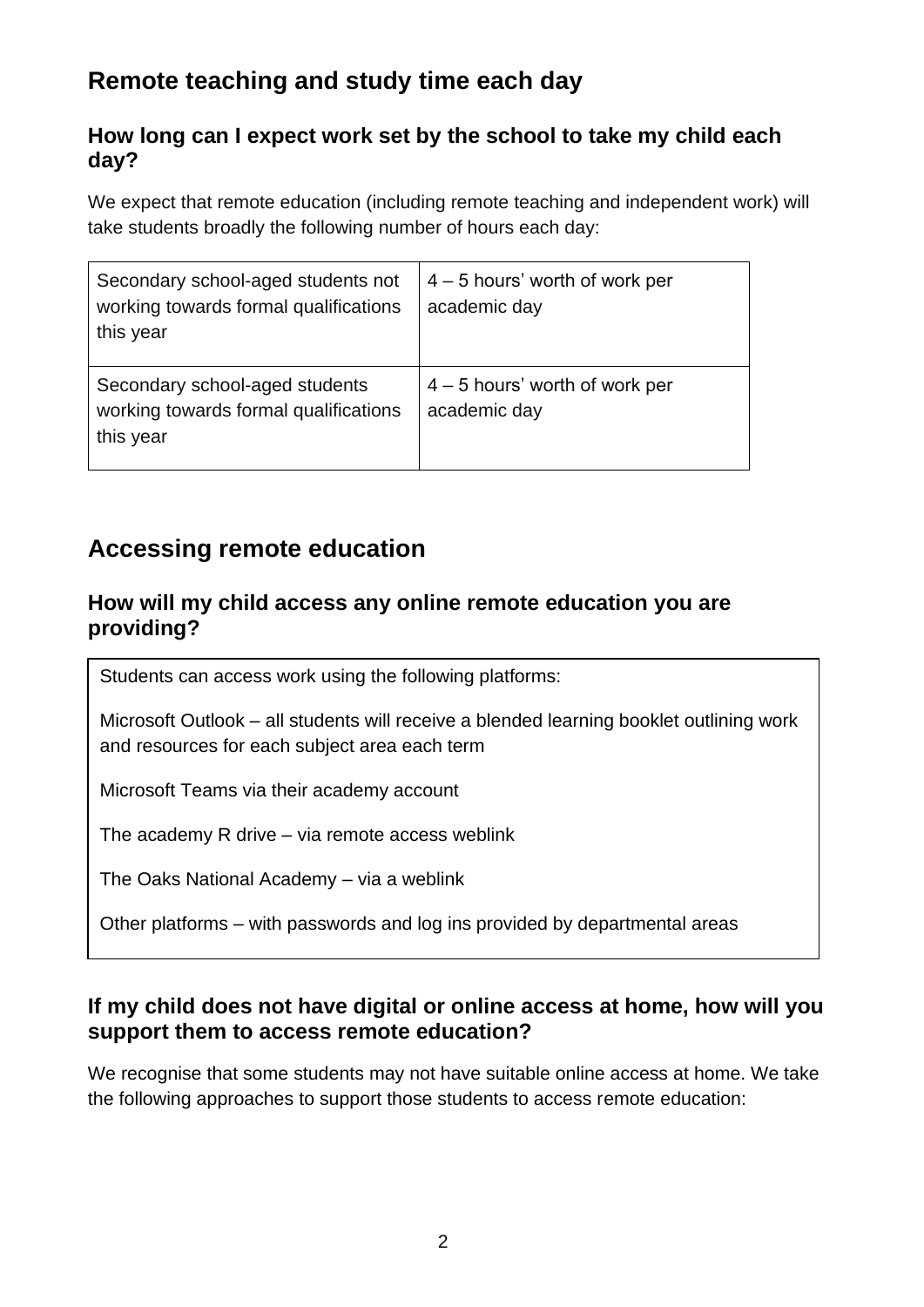## Remote teaching and study time each day

### How long can I expect work set by the school to take my child each day?

We expect that remote education (including remote teaching and independent work) will take students broadly the following number of hours each day:

| | |
|---|---|
| Secondary school-aged students not working towards formal qualifications this year | 4 – 5 hours' worth of work per academic day |
| Secondary school-aged students working towards formal qualifications this year | 4 – 5 hours' worth of work per academic day |

## Accessing remote education

### How will my child access any online remote education you are providing?

Students can access work using the following platforms:

Microsoft Outlook – all students will receive a blended learning booklet outlining work and resources for each subject area each term

Microsoft Teams via their academy account

The academy R drive – via remote access weblink

The Oaks National Academy – via a weblink

Other platforms – with passwords and log ins provided by departmental areas

### If my child does not have digital or online access at home, how will you support them to access remote education?

We recognise that some students may not have suitable online access at home. We take the following approaches to support those students to access remote education: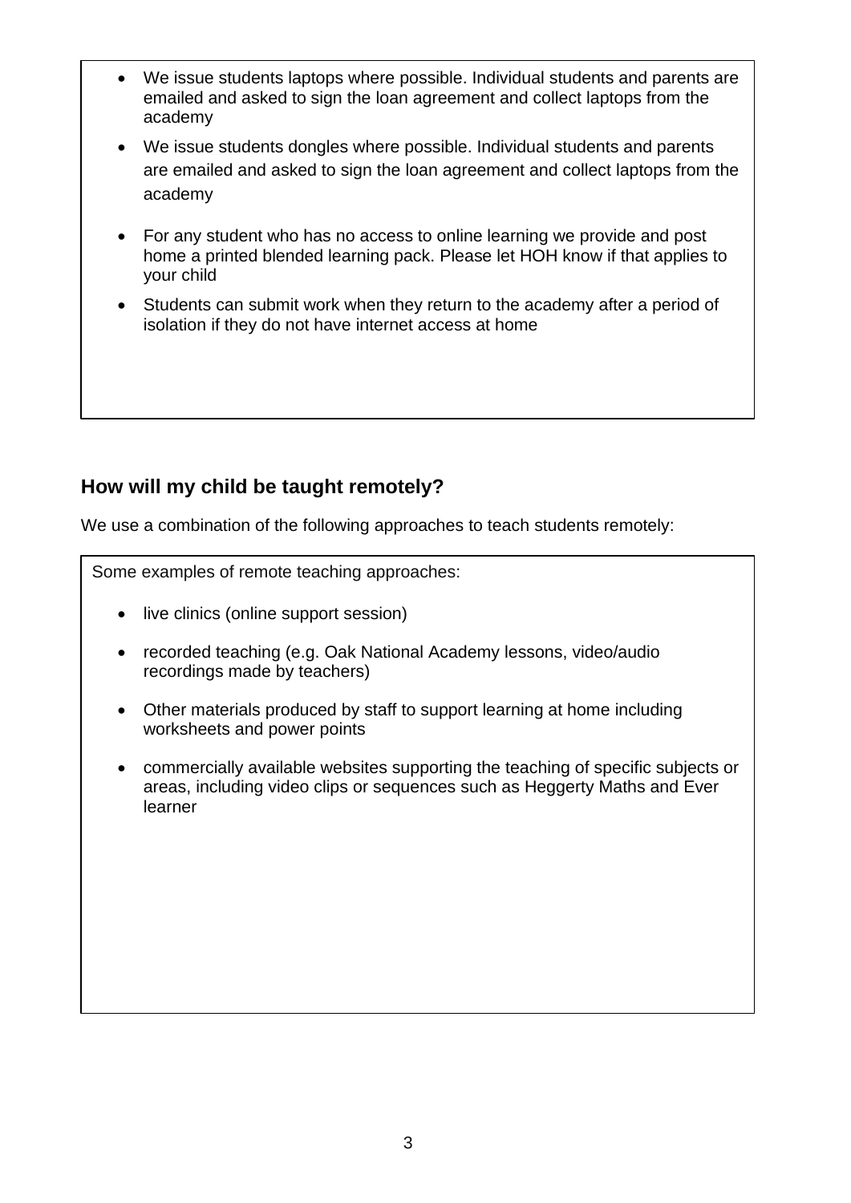- We issue students laptops where possible. Individual students and parents are emailed and asked to sign the loan agreement and collect laptops from the academy
- We issue students dongles where possible. Individual students and parents are emailed and asked to sign the loan agreement and collect laptops from the academy
- For any student who has no access to online learning we provide and post home a printed blended learning pack. Please let HOH know if that applies to your child
- Students can submit work when they return to the academy after a period of isolation if they do not have internet access at home

## How will my child be taught remotely?

We use a combination of the following approaches to teach students remotely:

Some examples of remote teaching approaches:

- live clinics (online support session)
- recorded teaching (e.g. Oak National Academy lessons, video/audio recordings made by teachers)
- Other materials produced by staff to support learning at home including worksheets and power points
- commercially available websites supporting the teaching of specific subjects or areas, including video clips or sequences such as Heggerty Maths and Ever learner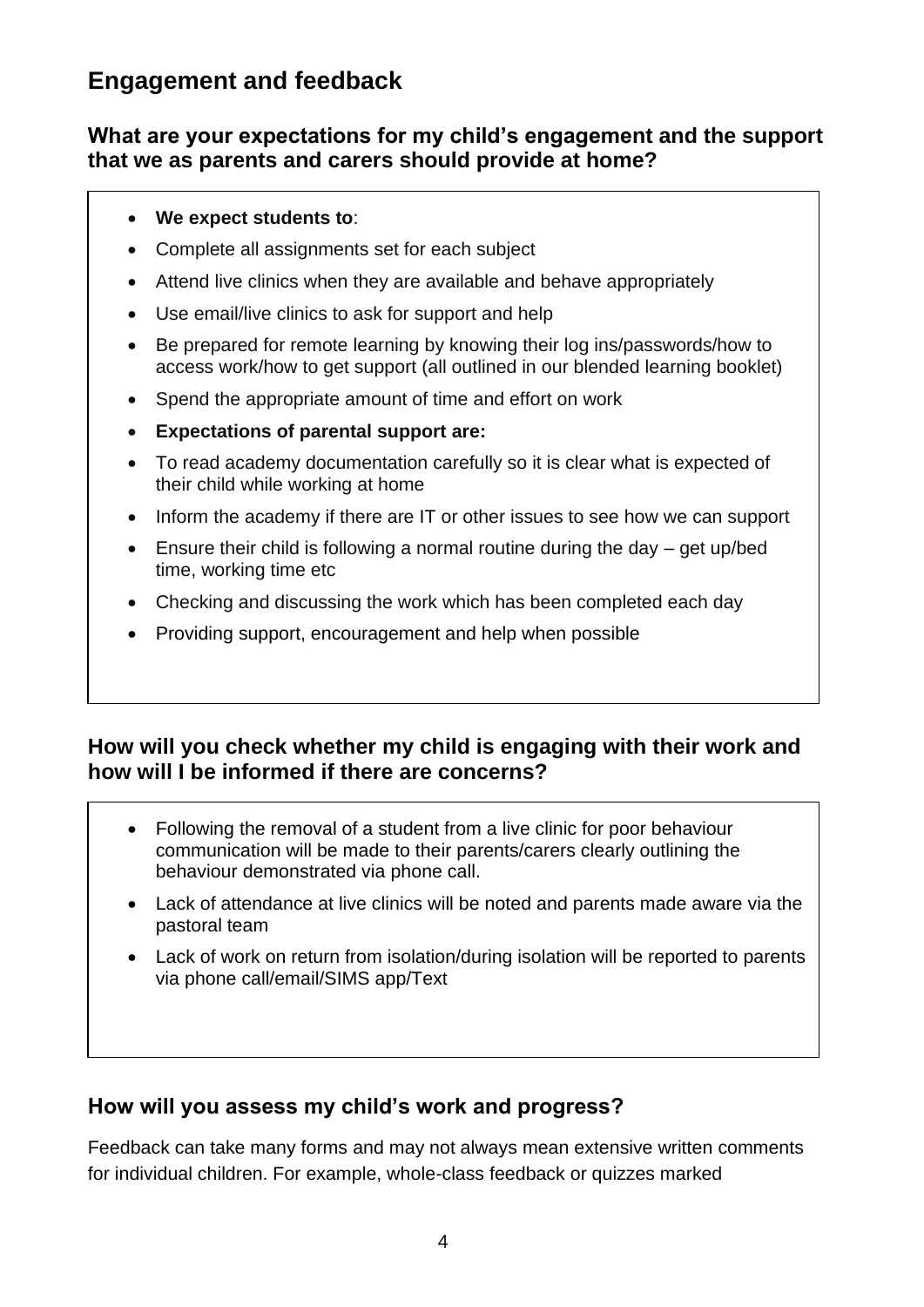## Engagement and feedback

### What are your expectations for my child's engagement and the support that we as parents and carers should provide at home?

- **We expect students to**:
- Complete all assignments set for each subject
- Attend live clinics when they are available and behave appropriately
- Use email/live clinics to ask for support and help
- Be prepared for remote learning by knowing their log ins/passwords/how to access work/how to get support (all outlined in our blended learning booklet)
- Spend the appropriate amount of time and effort on work
- **Expectations of parental support are:**
- To read academy documentation carefully so it is clear what is expected of their child while working at home
- Inform the academy if there are IT or other issues to see how we can support
- Ensure their child is following a normal routine during the day – get up/bed time, working time etc
- Checking and discussing the work which has been completed each day
- Providing support, encouragement and help when possible

### How will you check whether my child is engaging with their work and how will I be informed if there are concerns?

- Following the removal of a student from a live clinic for poor behaviour communication will be made to their parents/carers clearly outlining the behaviour demonstrated via phone call.
- Lack of attendance at live clinics will be noted and parents made aware via the pastoral team
- Lack of work on return from isolation/during isolation will be reported to parents via phone call/email/SIMS app/Text

### How will you assess my child's work and progress?

Feedback can take many forms and may not always mean extensive written comments for individual children. For example, whole-class feedback or quizzes marked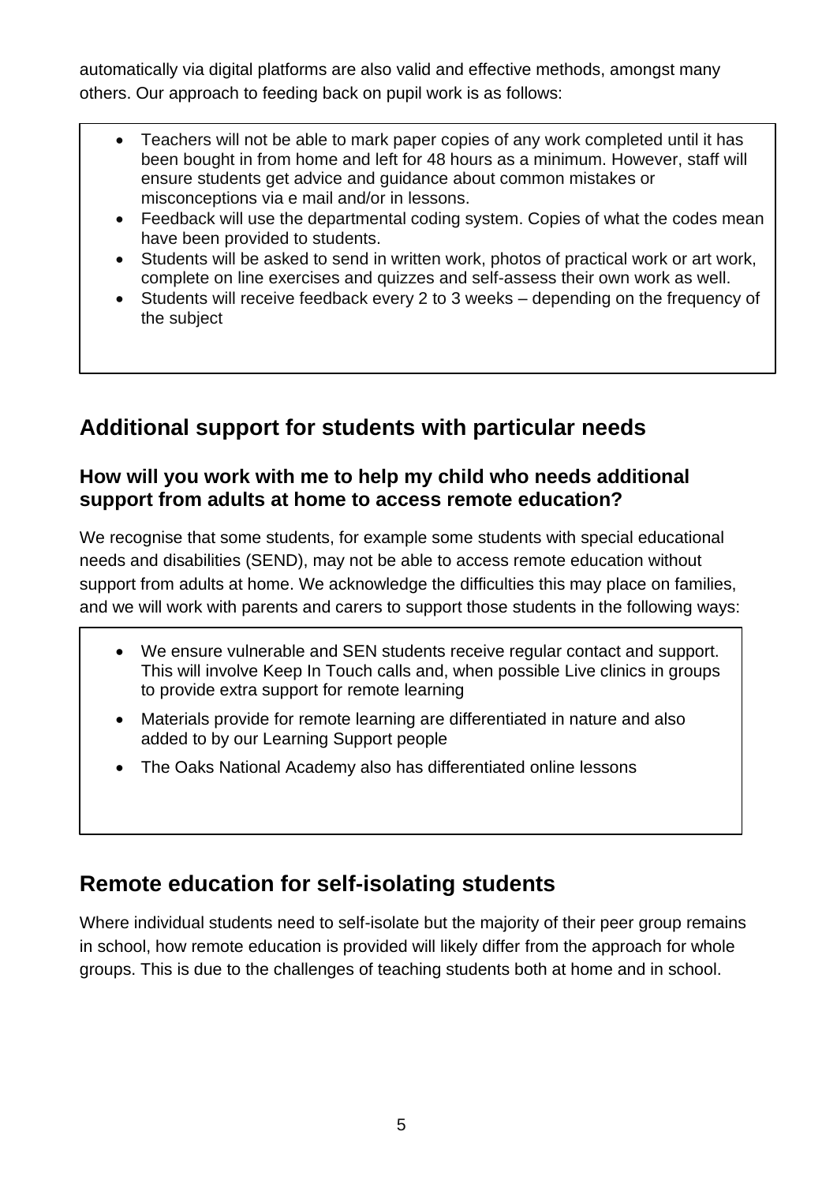automatically via digital platforms are also valid and effective methods, amongst many others. Our approach to feeding back on pupil work is as follows:

- Teachers will not be able to mark paper copies of any work completed until it has been bought in from home and left for 48 hours as a minimum. However, staff will ensure students get advice and guidance about common mistakes or misconceptions via e mail and/or in lessons.
- Feedback will use the departmental coding system. Copies of what the codes mean have been provided to students.
- Students will be asked to send in written work, photos of practical work or art work, complete on line exercises and quizzes and self-assess their own work as well.
- Students will receive feedback every 2 to 3 weeks – depending on the frequency of the subject

## Additional support for students with particular needs

### How will you work with me to help my child who needs additional support from adults at home to access remote education?

We recognise that some students, for example some students with special educational needs and disabilities (SEND), may not be able to access remote education without support from adults at home. We acknowledge the difficulties this may place on families, and we will work with parents and carers to support those students in the following ways:

- We ensure vulnerable and SEN students receive regular contact and support. This will involve Keep In Touch calls and, when possible Live clinics in groups to provide extra support for remote learning
- Materials provide for remote learning are differentiated in nature and also added to by our Learning Support people
- The Oaks National Academy also has differentiated online lessons

## Remote education for self-isolating students

Where individual students need to self-isolate but the majority of their peer group remains in school, how remote education is provided will likely differ from the approach for whole groups. This is due to the challenges of teaching students both at home and in school.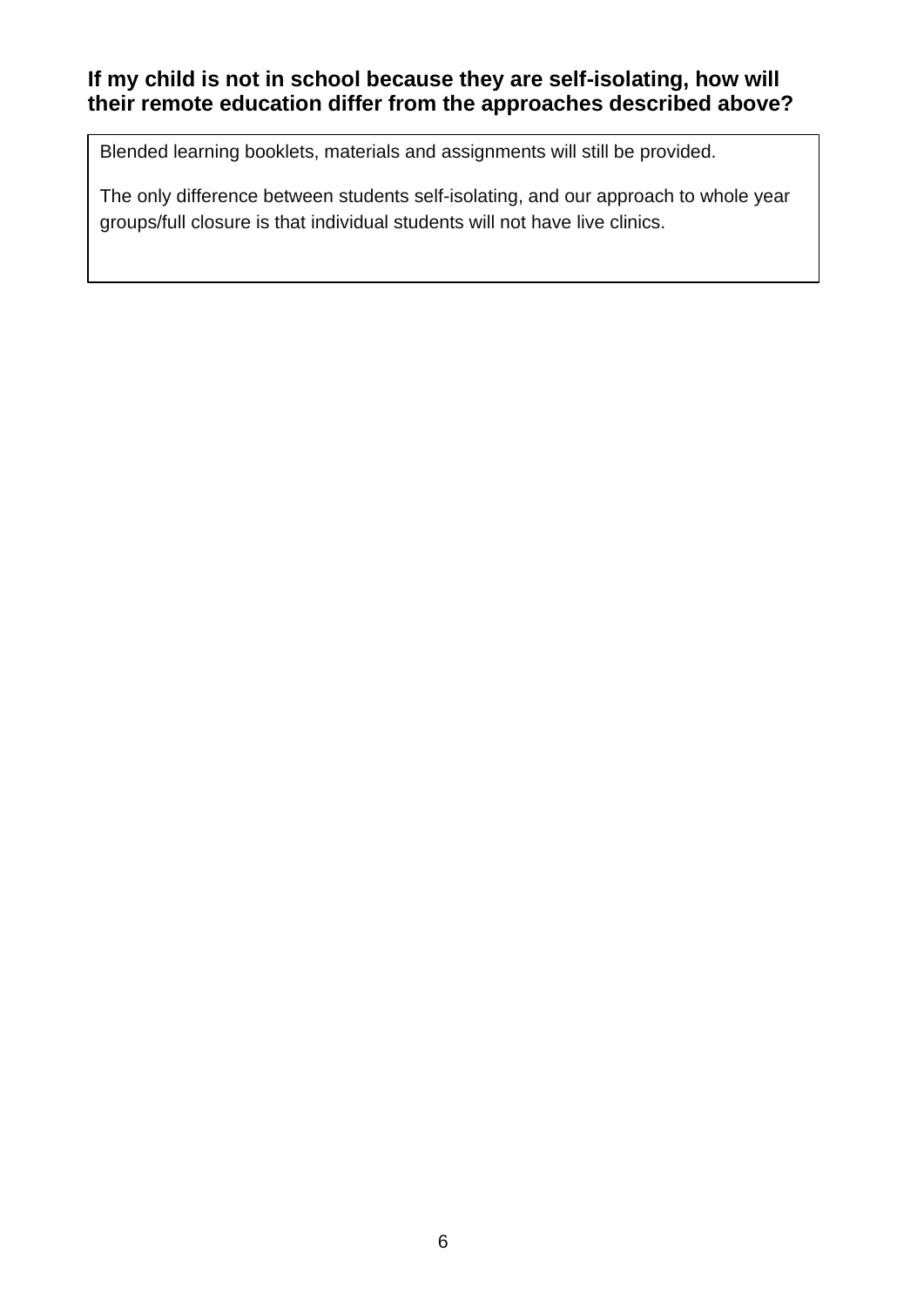### If my child is not in school because they are self-isolating, how will their remote education differ from the approaches described above?

Blended learning booklets, materials and assignments will still be provided.

The only difference between students self-isolating, and our approach to whole year groups/full closure is that individual students will not have live clinics.